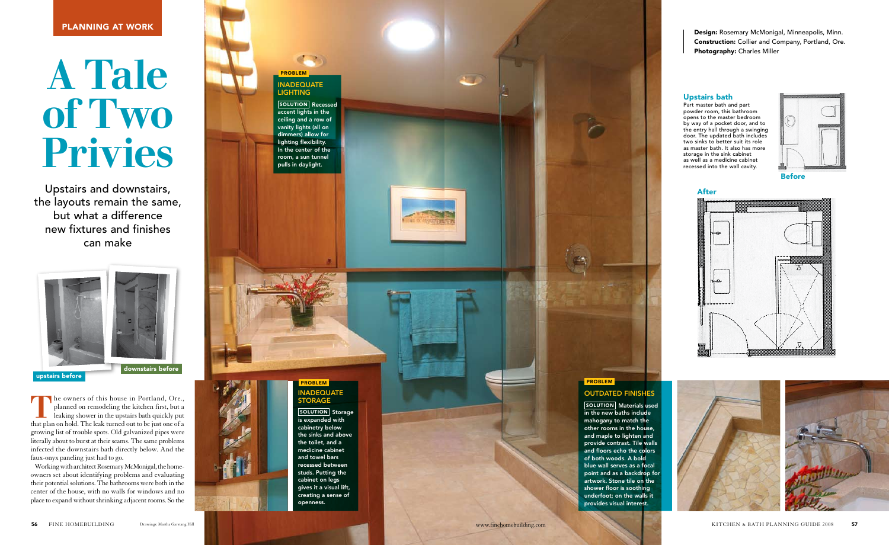PLANNING AT WORK

# A Tale of Two Privies

Upstairs and downstairs, the layouts remain the same, but what a difference new fixtures and finishes can make

upstairs before

downstairs before

The owners of this house in Portland, Ore., planned on remodeling the kitchen first, but a leaking shower in the upstairs bath quickly put that plan on hold. The leak turned out to be just one of a growing list of trouble spots. Old galvanized pipes were literally about to burst at their seams. The same problems infected the downstairs bath directly below. And the faux-onyx paneling just had to go.

Working with architect Rosemary McMonigal, the homeowners set about identifying problems and evaluating their potential solutions. The bathrooms were both in the center of the house, with no walls for windows and no place to expand without shrinking adjacent rooms. So the

**PROBLEM**

### INADEQUATE LIGHTING

**SOLUTION** Recessed accent lights in the ceiling and a row of vanity lights (all on dimmers) allow for lighting flexibility. In the center of the room, a sun tunnel pulls in daylight.

**PROBLEM**

### INADEQUATE STORAGE

**SOLUTION** Storage is expanded with cabinetry below the sinks and above the toilet, and a medicine cabinet and towel bars recessed between studs. Putting the cabinet on legs gives it a visual lift, creating a sense of openness.

**PROBLEM**

### OUTDATED FINISHES

**SOLUTION** Materials used in the new baths include mahogany to match the other rooms in the house, and maple to lighten and provide contrast. Tile walls and floors echo the colors of both woods. A bold blue wall serves as a focal point and as a backdrop for artwork. Stone tile on the shower floor is soothing underfoot; on the walls it provides visual interest.

**Design:** Rosemary McMonigal, Minneapolis, Minn.
**Construction:** Collier and Company, Portland, Ore.
**Photography:** Charles Miller

### Upstairs bath

Part master bath and part powder room, this bathroom opens to the master bedroom by way of a pocket door, and to the entry hall through a swinging door. The updated bath includes two sinks to better suit its role as master bath. It also has more storage in the sink cabinet as well as a medicine cabinet recessed into the wall cavity.

Before

After

Drawings: Martha Garstang Hill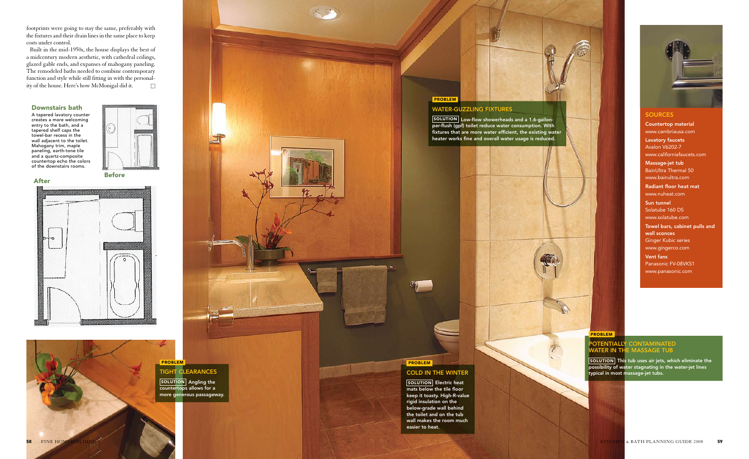footprints were going to stay the same, preferably with the fixtures and their drain lines in the same place to keep costs under control.

Built in the mid-1950s, the house displays the best of a midcentury modern aesthetic, with cathedral ceilings, glazed gable ends, and expanses of mahogany paneling. The remodeled baths needed to combine contemporary function and style while still fitting in with the personality of the house. Here's how McMonigal did it.

### Downstairs bath

A tapered lavatory counter creates a more welcoming entry to the bath, and a tapered shelf caps the towel-bar recess in the wall adjacent to the toilet. Mahogany trim, maple paneling, earth-tone tile and a quartz-composite countertop echo the colors of the downstairs rooms.

Before

After

**PROBLEM**

**WATER-GUZZLING FIXTURES**

**SOLUTION** Low-flow showerheads and a 1.6-gallon-per-flush (gpf) toilet reduce water consumption. With fixtures that are more water efficient, the existing water heater works fine and overall water usage is reduced.

**PROBLEM**

**TIGHT CLEARANCES**

**SOLUTION** Angling the countertops allows for a more generous passageway.

**PROBLEM**

**COLD IN THE WINTER**

**SOLUTION** Electric heat mats below the tile floor keep it toasty. High-R-value rigid insulation on the below-grade wall behind the toilet and on the tub wall makes the room much easier to heat.

**PROBLEM**

**POTENTIALLY CONTAMINATED WATER IN THE MASSAGE TUB**

**SOLUTION** This tub uses air jets, which eliminate the possibility of water stagnating in the water-jet lines typical in most massage-jet tubs.

### SOURCES

**Countertop material**
www.cambriausa.com

**Lavatory faucets**
Avalon V6202-7
www.californiafaucets.com

**Massage-jet tub**
BainUltra Thermal 50
www.bainultra.com

**Radiant floor heat mat**
www.nuheat.com

**Sun tunnel**
Solatube 160 DS
www.solatube.com

**Towel bars, cabinet pulls and wall sconces**
Ginger Kubic series
www.gingerco.com

**Vent fans**
Panasonic FV-08VKS1
www.panasonic.com